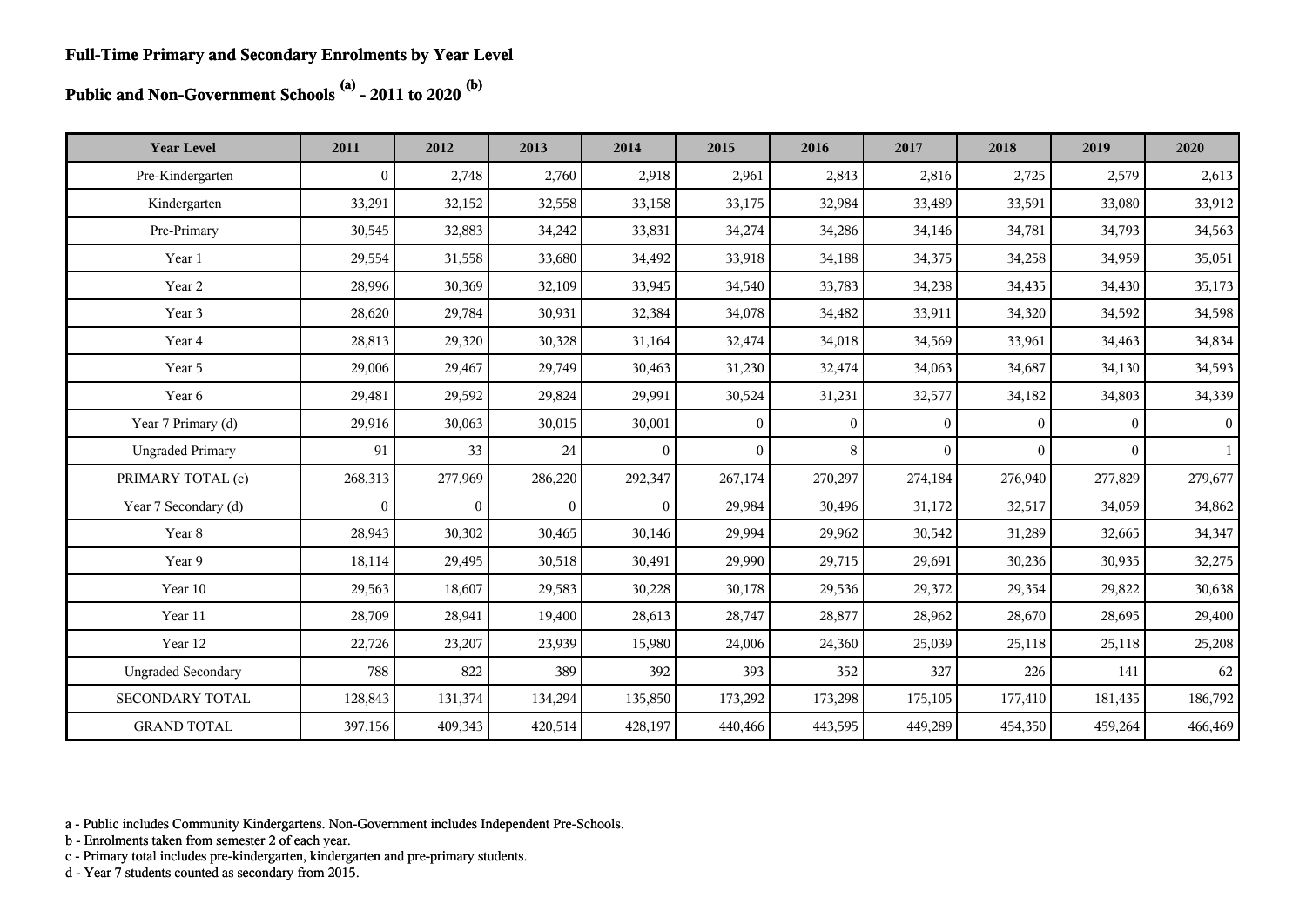**Full-Time Primary and Secondary Enrolments by Year Level**

**Public and Non-Government Schools [(a)] - 2011 to 2020 [(b)]**

| Year Level | 2011 | 2012 | 2013 | 2014 | 2015 | 2016 | 2017 | 2018 | 2019 | 2020 |
|---|---|---|---|---|---|---|---|---|---|---|
| Pre-Kindergarten | 0 | 2,748 | 2,760 | 2,918 | 2,961 | 2,843 | 2,816 | 2,725 | 2,579 | 2,613 |
| Kindergarten | 33,291 | 32,152 | 32,558 | 33,158 | 33,175 | 32,984 | 33,489 | 33,591 | 33,080 | 33,912 |
| Pre-Primary | 30,545 | 32,883 | 34,242 | 33,831 | 34,274 | 34,286 | 34,146 | 34,781 | 34,793 | 34,563 |
| Year 1 | 29,554 | 31,558 | 33,680 | 34,492 | 33,918 | 34,188 | 34,375 | 34,258 | 34,959 | 35,051 |
| Year 2 | 28,996 | 30,369 | 32,109 | 33,945 | 34,540 | 33,783 | 34,238 | 34,435 | 34,430 | 35,173 |
| Year 3 | 28,620 | 29,784 | 30,931 | 32,384 | 34,078 | 34,482 | 33,911 | 34,320 | 34,592 | 34,598 |
| Year 4 | 28,813 | 29,320 | 30,328 | 31,164 | 32,474 | 34,018 | 34,569 | 33,961 | 34,463 | 34,834 |
| Year 5 | 29,006 | 29,467 | 29,749 | 30,463 | 31,230 | 32,474 | 34,063 | 34,687 | 34,130 | 34,593 |
| Year 6 | 29,481 | 29,592 | 29,824 | 29,991 | 30,524 | 31,231 | 32,577 | 34,182 | 34,803 | 34,339 |
| Year 7 Primary (d) | 29,916 | 30,063 | 30,015 | 30,001 | 0 | 0 | 0 | 0 | 0 | 0 |
| Ungraded Primary | 91 | 33 | 24 | 0 | 0 | 8 | 0 | 0 | 0 | 1 |
| PRIMARY TOTAL (c) | 268,313 | 277,969 | 286,220 | 292,347 | 267,174 | 270,297 | 274,184 | 276,940 | 277,829 | 279,677 |
| Year 7 Secondary (d) | 0 | 0 | 0 | 0 | 29,984 | 30,496 | 31,172 | 32,517 | 34,059 | 34,862 |
| Year 8 | 28,943 | 30,302 | 30,465 | 30,146 | 29,994 | 29,962 | 30,542 | 31,289 | 32,665 | 34,347 |
| Year 9 | 18,114 | 29,495 | 30,518 | 30,491 | 29,990 | 29,715 | 29,691 | 30,236 | 30,935 | 32,275 |
| Year 10 | 29,563 | 18,607 | 29,583 | 30,228 | 30,178 | 29,536 | 29,372 | 29,354 | 29,822 | 30,638 |
| Year 11 | 28,709 | 28,941 | 19,400 | 28,613 | 28,747 | 28,877 | 28,962 | 28,670 | 28,695 | 29,400 |
| Year 12 | 22,726 | 23,207 | 23,939 | 15,980 | 24,006 | 24,360 | 25,039 | 25,118 | 25,118 | 25,208 |
| Ungraded Secondary | 788 | 822 | 389 | 392 | 393 | 352 | 327 | 226 | 141 | 62 |
| SECONDARY TOTAL | 128,843 | 131,374 | 134,294 | 135,850 | 173,292 | 173,298 | 175,105 | 177,410 | 181,435 | 186,792 |
| GRAND TOTAL | 397,156 | 409,343 | 420,514 | 428,197 | 440,466 | 443,595 | 449,289 | 454,350 | 459,264 | 466,469 |

a - Public includes Community Kindergartens. Non-Government includes Independent Pre-Schools.
b - Enrolments taken from semester 2 of each year.
c - Primary total includes pre-kindergarten, kindergarten and pre-primary students.
d - Year 7 students counted as secondary from 2015.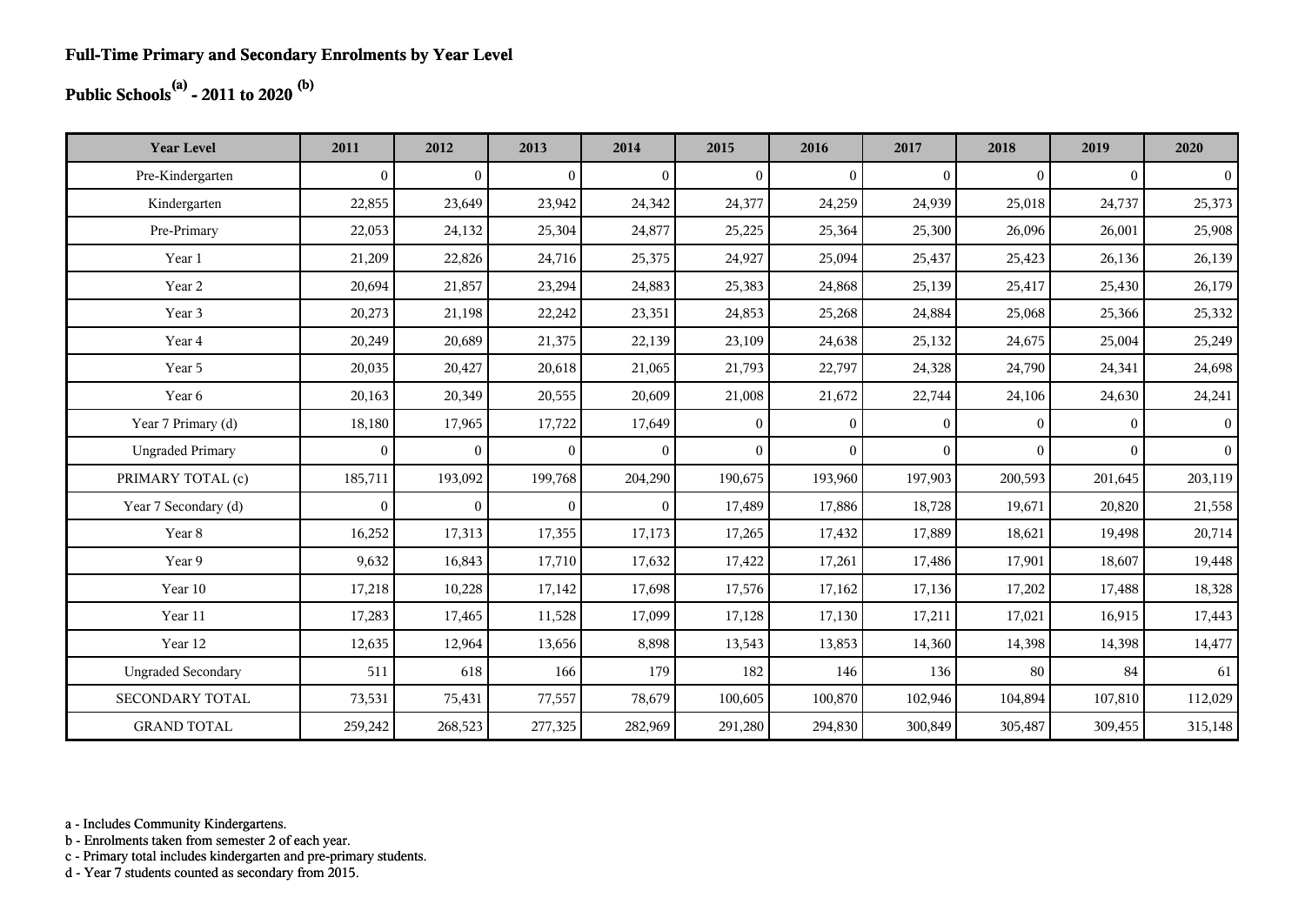**Full-Time Primary and Secondary Enrolments by Year Level**

**Public Schools[a] - 2011 to 2020 [b]**

| Year Level | 2011 | 2012 | 2013 | 2014 | 2015 | 2016 | 2017 | 2018 | 2019 | 2020 |
|---|---|---|---|---|---|---|---|---|---|---|
| Pre-Kindergarten | 0 | 0 | 0 | 0 | 0 | 0 | 0 | 0 | 0 | 0 |
| Kindergarten | 22,855 | 23,649 | 23,942 | 24,342 | 24,377 | 24,259 | 24,939 | 25,018 | 24,737 | 25,373 |
| Pre-Primary | 22,053 | 24,132 | 25,304 | 24,877 | 25,225 | 25,364 | 25,300 | 26,096 | 26,001 | 25,908 |
| Year 1 | 21,209 | 22,826 | 24,716 | 25,375 | 24,927 | 25,094 | 25,437 | 25,423 | 26,136 | 26,139 |
| Year 2 | 20,694 | 21,857 | 23,294 | 24,883 | 25,383 | 24,868 | 25,139 | 25,417 | 25,430 | 26,179 |
| Year 3 | 20,273 | 21,198 | 22,242 | 23,351 | 24,853 | 25,268 | 24,884 | 25,068 | 25,366 | 25,332 |
| Year 4 | 20,249 | 20,689 | 21,375 | 22,139 | 23,109 | 24,638 | 25,132 | 24,675 | 25,004 | 25,249 |
| Year 5 | 20,035 | 20,427 | 20,618 | 21,065 | 21,793 | 22,797 | 24,328 | 24,790 | 24,341 | 24,698 |
| Year 6 | 20,163 | 20,349 | 20,555 | 20,609 | 21,008 | 21,672 | 22,744 | 24,106 | 24,630 | 24,241 |
| Year 7 Primary (d) | 18,180 | 17,965 | 17,722 | 17,649 | 0 | 0 | 0 | 0 | 0 | 0 |
| Ungraded Primary | 0 | 0 | 0 | 0 | 0 | 0 | 0 | 0 | 0 | 0 |
| PRIMARY TOTAL (c) | 185,711 | 193,092 | 199,768 | 204,290 | 190,675 | 193,960 | 197,903 | 200,593 | 201,645 | 203,119 |
| Year 7 Secondary (d) | 0 | 0 | 0 | 0 | 17,489 | 17,886 | 18,728 | 19,671 | 20,820 | 21,558 |
| Year 8 | 16,252 | 17,313 | 17,355 | 17,173 | 17,265 | 17,432 | 17,889 | 18,621 | 19,498 | 20,714 |
| Year 9 | 9,632 | 16,843 | 17,710 | 17,632 | 17,422 | 17,261 | 17,486 | 17,901 | 18,607 | 19,448 |
| Year 10 | 17,218 | 10,228 | 17,142 | 17,698 | 17,576 | 17,162 | 17,136 | 17,202 | 17,488 | 18,328 |
| Year 11 | 17,283 | 17,465 | 11,528 | 17,099 | 17,128 | 17,130 | 17,211 | 17,021 | 16,915 | 17,443 |
| Year 12 | 12,635 | 12,964 | 13,656 | 8,898 | 13,543 | 13,853 | 14,360 | 14,398 | 14,398 | 14,477 |
| Ungraded Secondary | 511 | 618 | 166 | 179 | 182 | 146 | 136 | 80 | 84 | 61 |
| SECONDARY TOTAL | 73,531 | 75,431 | 77,557 | 78,679 | 100,605 | 100,870 | 102,946 | 104,894 | 107,810 | 112,029 |
| GRAND TOTAL | 259,242 | 268,523 | 277,325 | 282,969 | 291,280 | 294,830 | 300,849 | 305,487 | 309,455 | 315,148 |

a - Includes Community Kindergartens.
b - Enrolments taken from semester 2 of each year.
c - Primary total includes kindergarten and pre-primary students.
d - Year 7 students counted as secondary from 2015.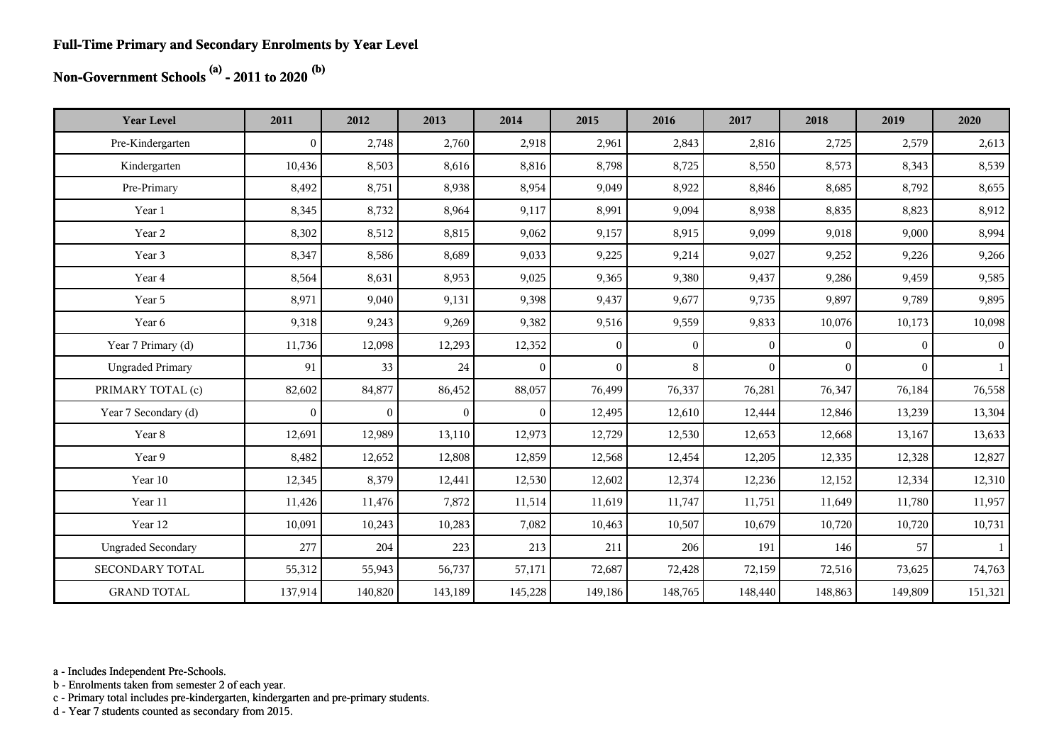**Full-Time Primary and Secondary Enrolments by Year Level**

**Non-Government Schools [(a)] - 2011 to 2020 [(b)]**

| Year Level | 2011 | 2012 | 2013 | 2014 | 2015 | 2016 | 2017 | 2018 | 2019 | 2020 |
|---|---|---|---|---|---|---|---|---|---|---|
| Pre-Kindergarten | 0 | 2,748 | 2,760 | 2,918 | 2,961 | 2,843 | 2,816 | 2,725 | 2,579 | 2,613 |
| Kindergarten | 10,436 | 8,503 | 8,616 | 8,816 | 8,798 | 8,725 | 8,550 | 8,573 | 8,343 | 8,539 |
| Pre-Primary | 8,492 | 8,751 | 8,938 | 8,954 | 9,049 | 8,922 | 8,846 | 8,685 | 8,792 | 8,655 |
| Year 1 | 8,345 | 8,732 | 8,964 | 9,117 | 8,991 | 9,094 | 8,938 | 8,835 | 8,823 | 8,912 |
| Year 2 | 8,302 | 8,512 | 8,815 | 9,062 | 9,157 | 8,915 | 9,099 | 9,018 | 9,000 | 8,994 |
| Year 3 | 8,347 | 8,586 | 8,689 | 9,033 | 9,225 | 9,214 | 9,027 | 9,252 | 9,226 | 9,266 |
| Year 4 | 8,564 | 8,631 | 8,953 | 9,025 | 9,365 | 9,380 | 9,437 | 9,286 | 9,459 | 9,585 |
| Year 5 | 8,971 | 9,040 | 9,131 | 9,398 | 9,437 | 9,677 | 9,735 | 9,897 | 9,789 | 9,895 |
| Year 6 | 9,318 | 9,243 | 9,269 | 9,382 | 9,516 | 9,559 | 9,833 | 10,076 | 10,173 | 10,098 |
| Year 7 Primary (d) | 11,736 | 12,098 | 12,293 | 12,352 | 0 | 0 | 0 | 0 | 0 | 0 |
| Ungraded Primary | 91 | 33 | 24 | 0 | 0 | 8 | 0 | 0 | 0 | 1 |
| PRIMARY TOTAL (c) | 82,602 | 84,877 | 86,452 | 88,057 | 76,499 | 76,337 | 76,281 | 76,347 | 76,184 | 76,558 |
| Year 7 Secondary (d) | 0 | 0 | 0 | 0 | 12,495 | 12,610 | 12,444 | 12,846 | 13,239 | 13,304 |
| Year 8 | 12,691 | 12,989 | 13,110 | 12,973 | 12,729 | 12,530 | 12,653 | 12,668 | 13,167 | 13,633 |
| Year 9 | 8,482 | 12,652 | 12,808 | 12,859 | 12,568 | 12,454 | 12,205 | 12,335 | 12,328 | 12,827 |
| Year 10 | 12,345 | 8,379 | 12,441 | 12,530 | 12,602 | 12,374 | 12,236 | 12,152 | 12,334 | 12,310 |
| Year 11 | 11,426 | 11,476 | 7,872 | 11,514 | 11,619 | 11,747 | 11,751 | 11,649 | 11,780 | 11,957 |
| Year 12 | 10,091 | 10,243 | 10,283 | 7,082 | 10,463 | 10,507 | 10,679 | 10,720 | 10,720 | 10,731 |
| Ungraded Secondary | 277 | 204 | 223 | 213 | 211 | 206 | 191 | 146 | 57 | 1 |
| SECONDARY TOTAL | 55,312 | 55,943 | 56,737 | 57,171 | 72,687 | 72,428 | 72,159 | 72,516 | 73,625 | 74,763 |
| GRAND TOTAL | 137,914 | 140,820 | 143,189 | 145,228 | 149,186 | 148,765 | 148,440 | 148,863 | 149,809 | 151,321 |

a - Includes Independent Pre-Schools.
b - Enrolments taken from semester 2 of each year.
c - Primary total includes pre-kindergarten, kindergarten and pre-primary students.
d - Year 7 students counted as secondary from 2015.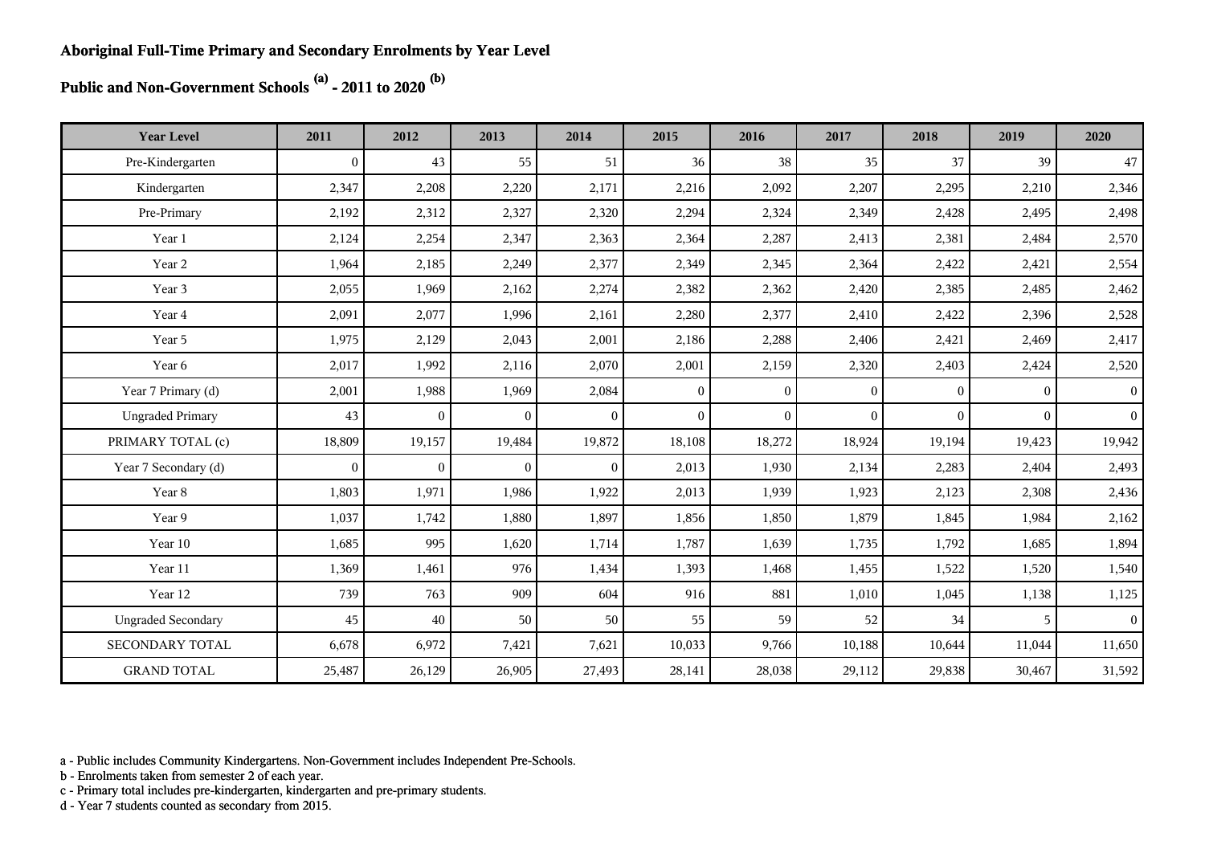**Aboriginal Full-Time Primary and Secondary Enrolments by Year Level**

**Public and Non-Government Schools [(a)] - 2011 to 2020 [(b)]**

| Year Level | 2011 | 2012 | 2013 | 2014 | 2015 | 2016 | 2017 | 2018 | 2019 | 2020 |
|---|---|---|---|---|---|---|---|---|---|---|
| Pre-Kindergarten | 0 | 43 | 55 | 51 | 36 | 38 | 35 | 37 | 39 | 47 |
| Kindergarten | 2,347 | 2,208 | 2,220 | 2,171 | 2,216 | 2,092 | 2,207 | 2,295 | 2,210 | 2,346 |
| Pre-Primary | 2,192 | 2,312 | 2,327 | 2,320 | 2,294 | 2,324 | 2,349 | 2,428 | 2,495 | 2,498 |
| Year 1 | 2,124 | 2,254 | 2,347 | 2,363 | 2,364 | 2,287 | 2,413 | 2,381 | 2,484 | 2,570 |
| Year 2 | 1,964 | 2,185 | 2,249 | 2,377 | 2,349 | 2,345 | 2,364 | 2,422 | 2,421 | 2,554 |
| Year 3 | 2,055 | 1,969 | 2,162 | 2,274 | 2,382 | 2,362 | 2,420 | 2,385 | 2,485 | 2,462 |
| Year 4 | 2,091 | 2,077 | 1,996 | 2,161 | 2,280 | 2,377 | 2,410 | 2,422 | 2,396 | 2,528 |
| Year 5 | 1,975 | 2,129 | 2,043 | 2,001 | 2,186 | 2,288 | 2,406 | 2,421 | 2,469 | 2,417 |
| Year 6 | 2,017 | 1,992 | 2,116 | 2,070 | 2,001 | 2,159 | 2,320 | 2,403 | 2,424 | 2,520 |
| Year 7 Primary (d) | 2,001 | 1,988 | 1,969 | 2,084 | 0 | 0 | 0 | 0 | 0 | 0 |
| Ungraded Primary | 43 | 0 | 0 | 0 | 0 | 0 | 0 | 0 | 0 | 0 |
| PRIMARY TOTAL (c) | 18,809 | 19,157 | 19,484 | 19,872 | 18,108 | 18,272 | 18,924 | 19,194 | 19,423 | 19,942 |
| Year 7 Secondary (d) | 0 | 0 | 0 | 0 | 2,013 | 1,930 | 2,134 | 2,283 | 2,404 | 2,493 |
| Year 8 | 1,803 | 1,971 | 1,986 | 1,922 | 2,013 | 1,939 | 1,923 | 2,123 | 2,308 | 2,436 |
| Year 9 | 1,037 | 1,742 | 1,880 | 1,897 | 1,856 | 1,850 | 1,879 | 1,845 | 1,984 | 2,162 |
| Year 10 | 1,685 | 995 | 1,620 | 1,714 | 1,787 | 1,639 | 1,735 | 1,792 | 1,685 | 1,894 |
| Year 11 | 1,369 | 1,461 | 976 | 1,434 | 1,393 | 1,468 | 1,455 | 1,522 | 1,520 | 1,540 |
| Year 12 | 739 | 763 | 909 | 604 | 916 | 881 | 1,010 | 1,045 | 1,138 | 1,125 |
| Ungraded Secondary | 45 | 40 | 50 | 50 | 55 | 59 | 52 | 34 | 5 | 0 |
| SECONDARY TOTAL | 6,678 | 6,972 | 7,421 | 7,621 | 10,033 | 9,766 | 10,188 | 10,644 | 11,044 | 11,650 |
| GRAND TOTAL | 25,487 | 26,129 | 26,905 | 27,493 | 28,141 | 28,038 | 29,112 | 29,838 | 30,467 | 31,592 |

a - Public includes Community Kindergartens. Non-Government includes Independent Pre-Schools.
b - Enrolments taken from semester 2 of each year.
c - Primary total includes pre-kindergarten, kindergarten and pre-primary students.
d - Year 7 students counted as secondary from 2015.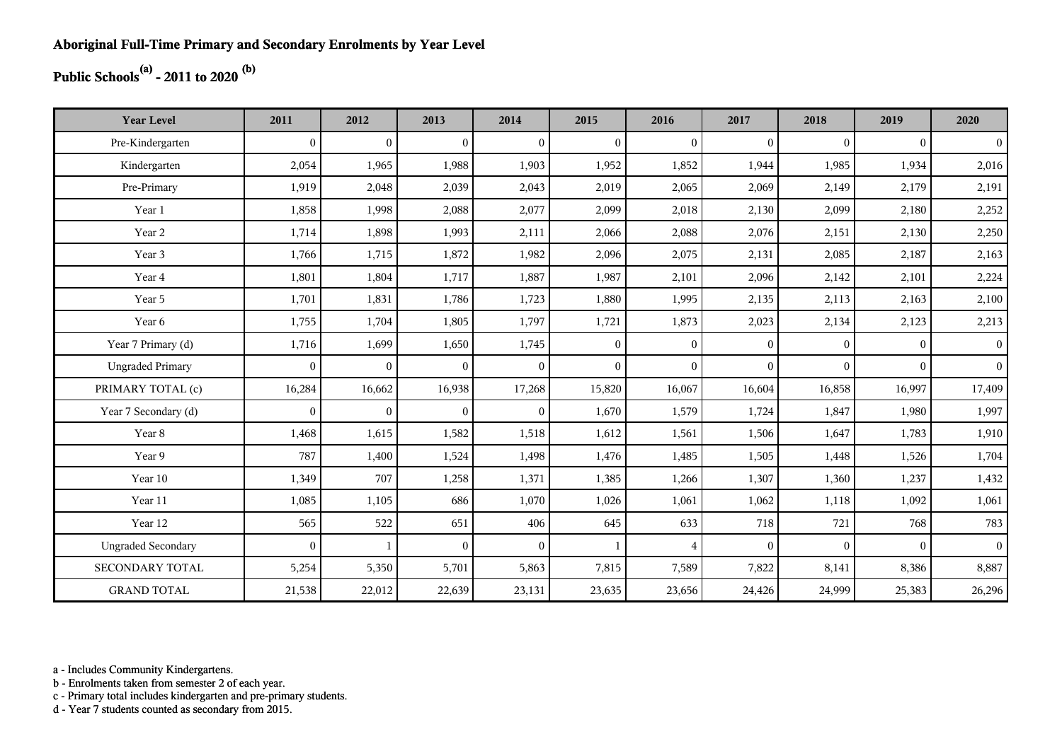**Aboriginal Full-Time Primary and Secondary Enrolments by Year Level**

**Public Schools[a] - 2011 to 2020 [b]**

| Year Level | 2011 | 2012 | 2013 | 2014 | 2015 | 2016 | 2017 | 2018 | 2019 | 2020 |
|---|---|---|---|---|---|---|---|---|---|---|
| Pre-Kindergarten | 0 | 0 | 0 | 0 | 0 | 0 | 0 | 0 | 0 | 0 |
| Kindergarten | 2,054 | 1,965 | 1,988 | 1,903 | 1,952 | 1,852 | 1,944 | 1,985 | 1,934 | 2,016 |
| Pre-Primary | 1,919 | 2,048 | 2,039 | 2,043 | 2,019 | 2,065 | 2,069 | 2,149 | 2,179 | 2,191 |
| Year 1 | 1,858 | 1,998 | 2,088 | 2,077 | 2,099 | 2,018 | 2,130 | 2,099 | 2,180 | 2,252 |
| Year 2 | 1,714 | 1,898 | 1,993 | 2,111 | 2,066 | 2,088 | 2,076 | 2,151 | 2,130 | 2,250 |
| Year 3 | 1,766 | 1,715 | 1,872 | 1,982 | 2,096 | 2,075 | 2,131 | 2,085 | 2,187 | 2,163 |
| Year 4 | 1,801 | 1,804 | 1,717 | 1,887 | 1,987 | 2,101 | 2,096 | 2,142 | 2,101 | 2,224 |
| Year 5 | 1,701 | 1,831 | 1,786 | 1,723 | 1,880 | 1,995 | 2,135 | 2,113 | 2,163 | 2,100 |
| Year 6 | 1,755 | 1,704 | 1,805 | 1,797 | 1,721 | 1,873 | 2,023 | 2,134 | 2,123 | 2,213 |
| Year 7 Primary (d) | 1,716 | 1,699 | 1,650 | 1,745 | 0 | 0 | 0 | 0 | 0 | 0 |
| Ungraded Primary | 0 | 0 | 0 | 0 | 0 | 0 | 0 | 0 | 0 | 0 |
| PRIMARY TOTAL (c) | 16,284 | 16,662 | 16,938 | 17,268 | 15,820 | 16,067 | 16,604 | 16,858 | 16,997 | 17,409 |
| Year 7 Secondary (d) | 0 | 0 | 0 | 0 | 1,670 | 1,579 | 1,724 | 1,847 | 1,980 | 1,997 |
| Year 8 | 1,468 | 1,615 | 1,582 | 1,518 | 1,612 | 1,561 | 1,506 | 1,647 | 1,783 | 1,910 |
| Year 9 | 787 | 1,400 | 1,524 | 1,498 | 1,476 | 1,485 | 1,505 | 1,448 | 1,526 | 1,704 |
| Year 10 | 1,349 | 707 | 1,258 | 1,371 | 1,385 | 1,266 | 1,307 | 1,360 | 1,237 | 1,432 |
| Year 11 | 1,085 | 1,105 | 686 | 1,070 | 1,026 | 1,061 | 1,062 | 1,118 | 1,092 | 1,061 |
| Year 12 | 565 | 522 | 651 | 406 | 645 | 633 | 718 | 721 | 768 | 783 |
| Ungraded Secondary | 0 | 1 | 0 | 0 | 1 | 4 | 0 | 0 | 0 | 0 |
| SECONDARY TOTAL | 5,254 | 5,350 | 5,701 | 5,863 | 7,815 | 7,589 | 7,822 | 8,141 | 8,386 | 8,887 |
| GRAND TOTAL | 21,538 | 22,012 | 22,639 | 23,131 | 23,635 | 23,656 | 24,426 | 24,999 | 25,383 | 26,296 |

a - Includes Community Kindergartens.
b - Enrolments taken from semester 2 of each year.
c - Primary total includes kindergarten and pre-primary students.
d - Year 7 students counted as secondary from 2015.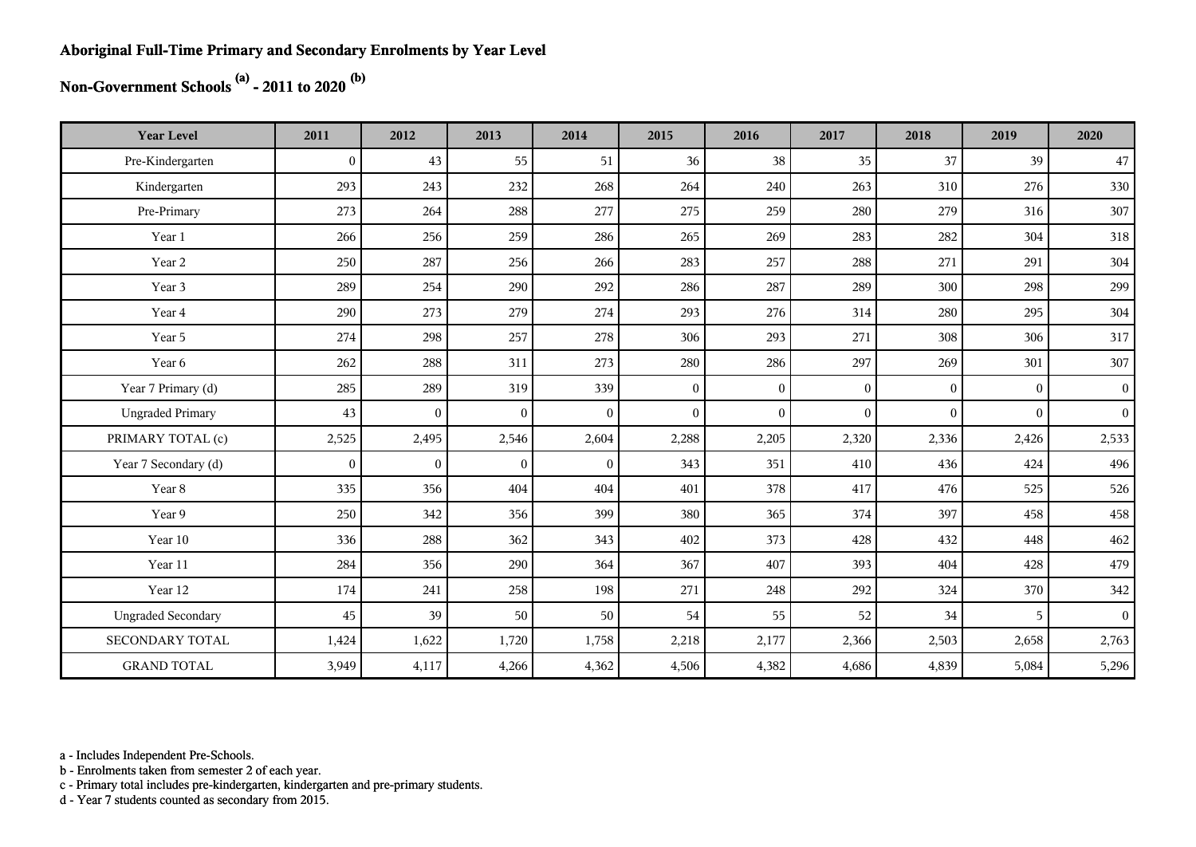**Aboriginal Full-Time Primary and Secondary Enrolments by Year Level**

**Non-Government Schools [(a)] - 2011 to 2020 [(b)]**

| Year Level | 2011 | 2012 | 2013 | 2014 | 2015 | 2016 | 2017 | 2018 | 2019 | 2020 |
|---|---|---|---|---|---|---|---|---|---|---|
| Pre-Kindergarten | 0 | 43 | 55 | 51 | 36 | 38 | 35 | 37 | 39 | 47 |
| Kindergarten | 293 | 243 | 232 | 268 | 264 | 240 | 263 | 310 | 276 | 330 |
| Pre-Primary | 273 | 264 | 288 | 277 | 275 | 259 | 280 | 279 | 316 | 307 |
| Year 1 | 266 | 256 | 259 | 286 | 265 | 269 | 283 | 282 | 304 | 318 |
| Year 2 | 250 | 287 | 256 | 266 | 283 | 257 | 288 | 271 | 291 | 304 |
| Year 3 | 289 | 254 | 290 | 292 | 286 | 287 | 289 | 300 | 298 | 299 |
| Year 4 | 290 | 273 | 279 | 274 | 293 | 276 | 314 | 280 | 295 | 304 |
| Year 5 | 274 | 298 | 257 | 278 | 306 | 293 | 271 | 308 | 306 | 317 |
| Year 6 | 262 | 288 | 311 | 273 | 280 | 286 | 297 | 269 | 301 | 307 |
| Year 7 Primary (d) | 285 | 289 | 319 | 339 | 0 | 0 | 0 | 0 | 0 | 0 |
| Ungraded Primary | 43 | 0 | 0 | 0 | 0 | 0 | 0 | 0 | 0 | 0 |
| PRIMARY TOTAL (c) | 2,525 | 2,495 | 2,546 | 2,604 | 2,288 | 2,205 | 2,320 | 2,336 | 2,426 | 2,533 |
| Year 7 Secondary (d) | 0 | 0 | 0 | 0 | 343 | 351 | 410 | 436 | 424 | 496 |
| Year 8 | 335 | 356 | 404 | 404 | 401 | 378 | 417 | 476 | 525 | 526 |
| Year 9 | 250 | 342 | 356 | 399 | 380 | 365 | 374 | 397 | 458 | 458 |
| Year 10 | 336 | 288 | 362 | 343 | 402 | 373 | 428 | 432 | 448 | 462 |
| Year 11 | 284 | 356 | 290 | 364 | 367 | 407 | 393 | 404 | 428 | 479 |
| Year 12 | 174 | 241 | 258 | 198 | 271 | 248 | 292 | 324 | 370 | 342 |
| Ungraded Secondary | 45 | 39 | 50 | 50 | 54 | 55 | 52 | 34 | 5 | 0 |
| SECONDARY TOTAL | 1,424 | 1,622 | 1,720 | 1,758 | 2,218 | 2,177 | 2,366 | 2,503 | 2,658 | 2,763 |
| GRAND TOTAL | 3,949 | 4,117 | 4,266 | 4,362 | 4,506 | 4,382 | 4,686 | 4,839 | 5,084 | 5,296 |

a - Includes Independent Pre-Schools.
b - Enrolments taken from semester 2 of each year.
c - Primary total includes pre-kindergarten, kindergarten and pre-primary students.
d - Year 7 students counted as secondary from 2015.